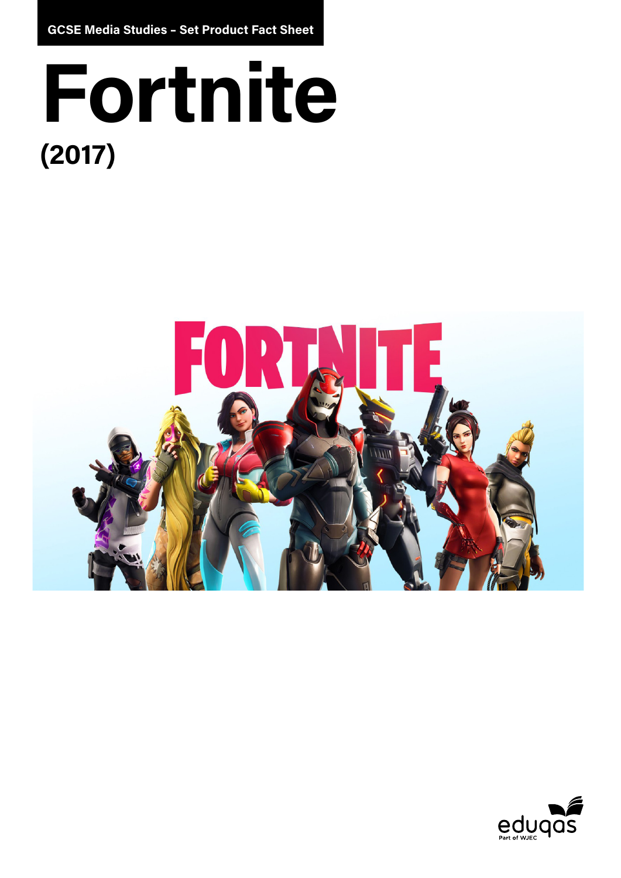GCSE Media Studies – Set Product Fact Sheet

# Fortnite

## (2017)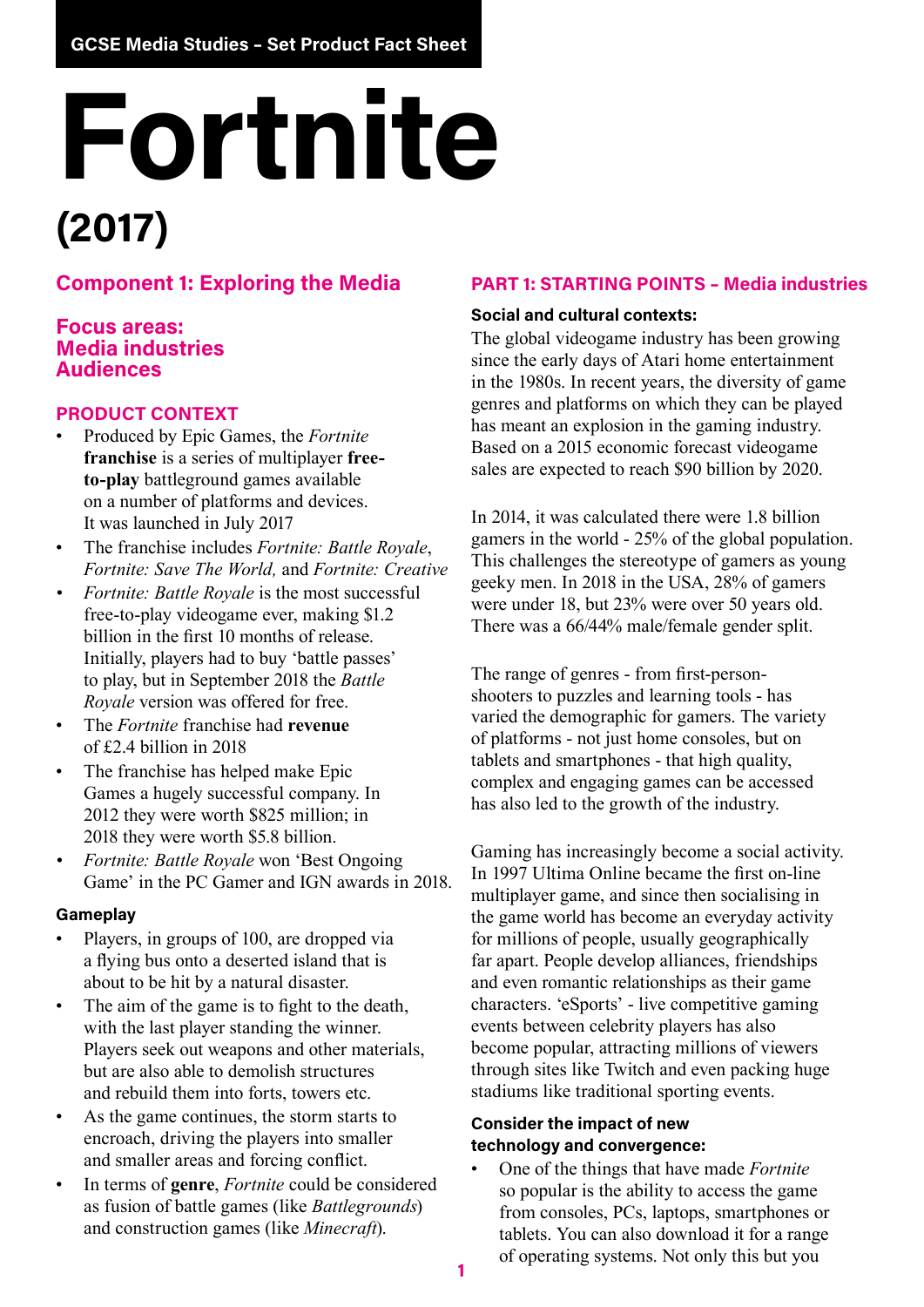GCSE Media Studies – Set Product Fact Sheet

# Fortnite

# (2017)

## Component 1: Exploring the Media

## Focus areas:
## Media industries
## Audiences

### PRODUCT CONTEXT

- Produced by Epic Games, the *Fortnite* **franchise** is a series of multiplayer **free-to-play** battleground games available on a number of platforms and devices. It was launched in July 2017
- The franchise includes *Fortnite: Battle Royale*, *Fortnite: Save The World,* and *Fortnite: Creative*
- *Fortnite: Battle Royale* is the most successful free-to-play videogame ever, making $1.2 billion in the first 10 months of release. Initially, players had to buy 'battle passes' to play, but in September 2018 the *Battle Royale* version was offered for free.
- The *Fortnite* franchise had **revenue** of £2.4 billion in 2018
- The franchise has helped make Epic Games a hugely successful company. In 2012 they were worth $825 million; in 2018 they were worth $5.8 billion.
- *Fortnite: Battle Royale* won 'Best Ongoing Game' in the PC Gamer and IGN awards in 2018.

#### Gameplay

- Players, in groups of 100, are dropped via a flying bus onto a deserted island that is about to be hit by a natural disaster.
- The aim of the game is to fight to the death, with the last player standing the winner. Players seek out weapons and other materials, but are also able to demolish structures and rebuild them into forts, towers etc.
- As the game continues, the storm starts to encroach, driving the players into smaller and smaller areas and forcing conflict.
- In terms of **genre**, *Fortnite* could be considered as fusion of battle games (like *Battlegrounds*) and construction games (like *Minecraft*).

### PART 1: STARTING POINTS – Media industries

#### Social and cultural contexts:

The global videogame industry has been growing since the early days of Atari home entertainment in the 1980s. In recent years, the diversity of game genres and platforms on which they can be played has meant an explosion in the gaming industry. Based on a 2015 economic forecast videogame sales are expected to reach $90 billion by 2020.

In 2014, it was calculated there were 1.8 billion gamers in the world - 25% of the global population. This challenges the stereotype of gamers as young geeky men. In 2018 in the USA, 28% of gamers were under 18, but 23% were over 50 years old. There was a 66/44% male/female gender split.

The range of genres - from first-person-shooters to puzzles and learning tools - has varied the demographic for gamers. The variety of platforms - not just home consoles, but on tablets and smartphones - that high quality, complex and engaging games can be accessed has also led to the growth of the industry.

Gaming has increasingly become a social activity. In 1997 Ultima Online became the first on-line multiplayer game, and since then socialising in the game world has become an everyday activity for millions of people, usually geographically far apart. People develop alliances, friendships and even romantic relationships as their game characters. 'eSports' - live competitive gaming events between celebrity players has also become popular, attracting millions of viewers through sites like Twitch and even packing huge stadiums like traditional sporting events.

#### Consider the impact of new technology and convergence:

- One of the things that have made *Fortnite* so popular is the ability to access the game from consoles, PCs, laptops, smartphones or tablets. You can also download it for a range of operating systems. Not only this but you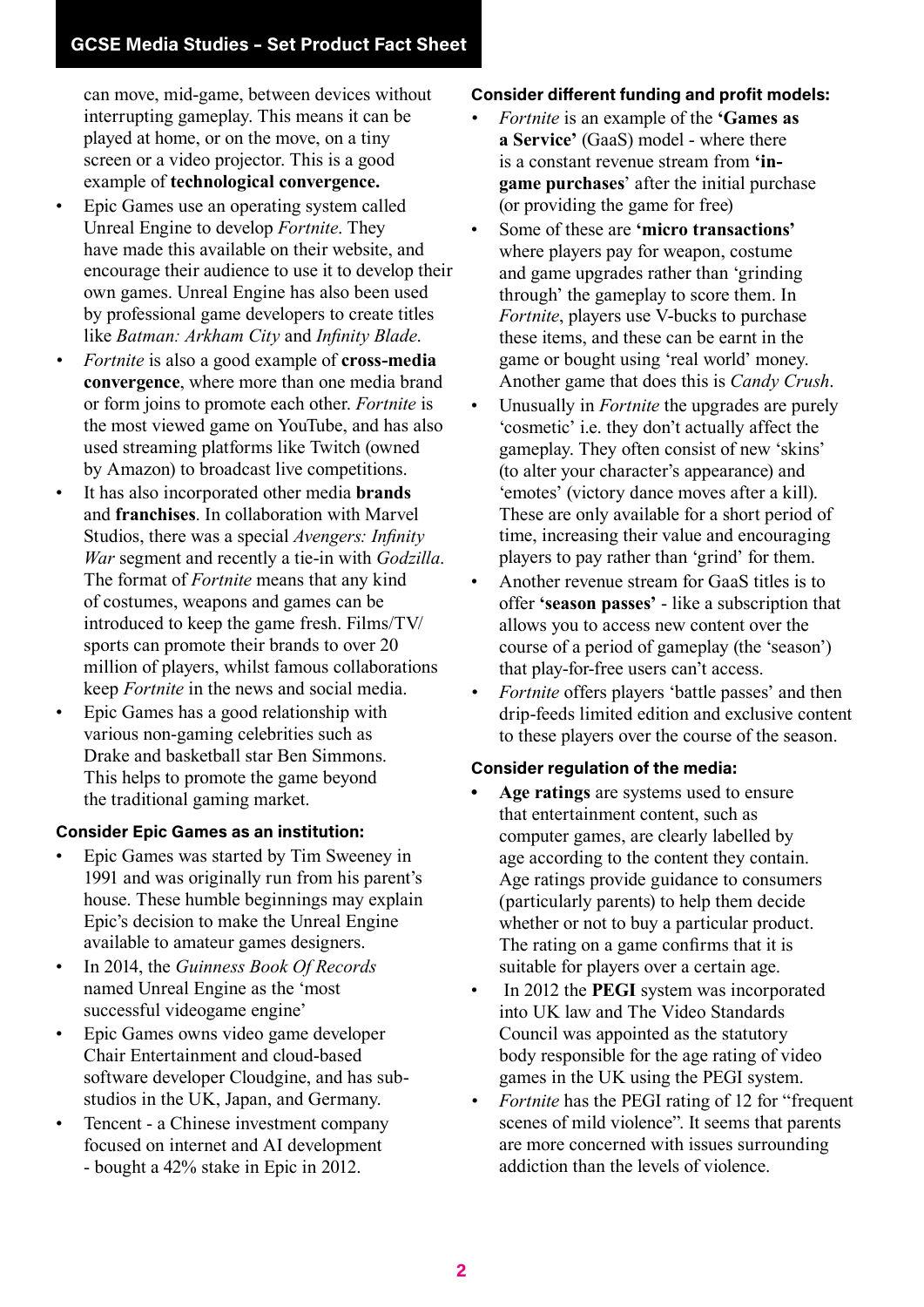can move, mid-game, between devices without interrupting gameplay. This means it can be played at home, or on the move, on a tiny screen or a video projector. This is a good example of **technological convergence.**

- Epic Games use an operating system called Unreal Engine to develop *Fortnite*. They have made this available on their website, and encourage their audience to use it to develop their own games. Unreal Engine has also been used by professional game developers to create titles like *Batman: Arkham City* and *Infinity Blade*.
- *Fortnite* is also a good example of **cross-media convergence**, where more than one media brand or form joins to promote each other. *Fortnite* is the most viewed game on YouTube, and has also used streaming platforms like Twitch (owned by Amazon) to broadcast live competitions.
- It has also incorporated other media **brands** and **franchises**. In collaboration with Marvel Studios, there was a special *Avengers: Infinity War* segment and recently a tie-in with *Godzilla*. The format of *Fortnite* means that any kind of costumes, weapons and games can be introduced to keep the game fresh. Films/TV/sports can promote their brands to over 20 million of players, whilst famous collaborations keep *Fortnite* in the news and social media.
- Epic Games has a good relationship with various non-gaming celebrities such as Drake and basketball star Ben Simmons. This helps to promote the game beyond the traditional gaming market.

**Consider Epic Games as an institution:**

- Epic Games was started by Tim Sweeney in 1991 and was originally run from his parent's house. These humble beginnings may explain Epic's decision to make the Unreal Engine available to amateur games designers.
- In 2014, the *Guinness Book Of Records* named Unreal Engine as the 'most successful videogame engine'
- Epic Games owns video game developer Chair Entertainment and cloud-based software developer Cloudgine, and has sub-studios in the UK, Japan, and Germany.
- Tencent - a Chinese investment company focused on internet and AI development - bought a 42% stake in Epic in 2012.

**Consider different funding and profit models:**

- *Fortnite* is an example of the **'Games as a Service'** (GaaS) model - where there is a constant revenue stream from **'in-game purchases**' after the initial purchase (or providing the game for free)
- Some of these are **'micro transactions'** where players pay for weapon, costume and game upgrades rather than 'grinding through' the gameplay to score them. In *Fortnite*, players use V-bucks to purchase these items, and these can be earnt in the game or bought using 'real world' money. Another game that does this is *Candy Crush*.
- Unusually in *Fortnite* the upgrades are purely 'cosmetic' i.e. they don't actually affect the gameplay. They often consist of new 'skins' (to alter your character's appearance) and 'emotes' (victory dance moves after a kill). These are only available for a short period of time, increasing their value and encouraging players to pay rather than 'grind' for them.
- Another revenue stream for GaaS titles is to offer **'season passes'** - like a subscription that allows you to access new content over the course of a period of gameplay (the 'season') that play-for-free users can't access.
- *Fortnite* offers players 'battle passes' and then drip-feeds limited edition and exclusive content to these players over the course of the season.

**Consider regulation of the media:**

- **Age ratings** are systems used to ensure that entertainment content, such as computer games, are clearly labelled by age according to the content they contain. Age ratings provide guidance to consumers (particularly parents) to help them decide whether or not to buy a particular product. The rating on a game confirms that it is suitable for players over a certain age.
- In 2012 the **PEGI** system was incorporated into UK law and The Video Standards Council was appointed as the statutory body responsible for the age rating of video games in the UK using the PEGI system.
- *Fortnite* has the PEGI rating of 12 for "frequent scenes of mild violence". It seems that parents are more concerned with issues surrounding addiction than the levels of violence.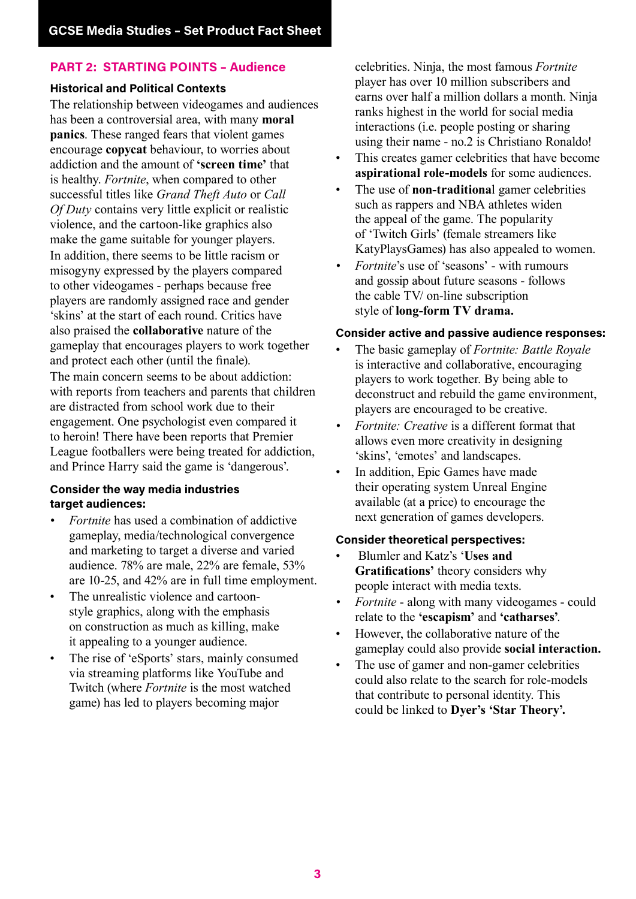## PART 2: STARTING POINTS – Audience

### Historical and Political Contexts

The relationship between videogames and audiences has been a controversial area, with many **moral panics**. These ranged fears that violent games encourage **copycat** behaviour, to worries about addiction and the amount of **'screen time'** that is healthy. *Fortnite*, when compared to other successful titles like *Grand Theft Auto* or *Call Of Duty* contains very little explicit or realistic violence, and the cartoon-like graphics also make the game suitable for younger players. In addition, there seems to be little racism or misogyny expressed by the players compared to other videogames - perhaps because free players are randomly assigned race and gender 'skins' at the start of each round. Critics have also praised the **collaborative** nature of the gameplay that encourages players to work together and protect each other (until the finale). The main concern seems to be about addiction: with reports from teachers and parents that children are distracted from school work due to their engagement. One psychologist even compared it to heroin! There have been reports that Premier League footballers were being treated for addiction, and Prince Harry said the game is 'dangerous'.

### Consider the way media industries target audiences:

- *Fortnite* has used a combination of addictive gameplay, media/technological convergence and marketing to target a diverse and varied audience. 78% are male, 22% are female, 53% are 10-25, and 42% are in full time employment.
- The unrealistic violence and cartoon-style graphics, along with the emphasis on construction as much as killing, make it appealing to a younger audience.
- The rise of 'eSports' stars, mainly consumed via streaming platforms like YouTube and Twitch (where *Fortnite* is the most watched game) has led to players becoming major celebrities. Ninja, the most famous *Fortnite* player has over 10 million subscribers and earns over half a million dollars a month. Ninja ranks highest in the world for social media interactions (i.e. people posting or sharing using their name - no.2 is Christiano Ronaldo!
- This creates gamer celebrities that have become **aspirational role-models** for some audiences.
- The use of **non-traditiona**l gamer celebrities such as rappers and NBA athletes widen the appeal of the game. The popularity of 'Twitch Girls' (female streamers like KatyPlaysGames) has also appealed to women.
- *Fortnite*'s use of 'seasons' - with rumours and gossip about future seasons - follows the cable TV/ on-line subscription style of **long-form TV drama.**

### Consider active and passive audience responses:

- The basic gameplay of *Fortnite: Battle Royale* is interactive and collaborative, encouraging players to work together. By being able to deconstruct and rebuild the game environment, players are encouraged to be creative.
- *Fortnite: Creative* is a different format that allows even more creativity in designing 'skins', 'emotes' and landscapes.
- In addition, Epic Games have made their operating system Unreal Engine available (at a price) to encourage the next generation of games developers.

### Consider theoretical perspectives:

- Blumler and Katz's '**Uses and Gratifications'** theory considers why people interact with media texts.
- *Fortnite* - along with many videogames - could relate to the **'escapism'** and **'catharses'**.
- However, the collaborative nature of the gameplay could also provide **social interaction.**
- The use of gamer and non-gamer celebrities could also relate to the search for role-models that contribute to personal identity. This could be linked to **Dyer's 'Star Theory'.**